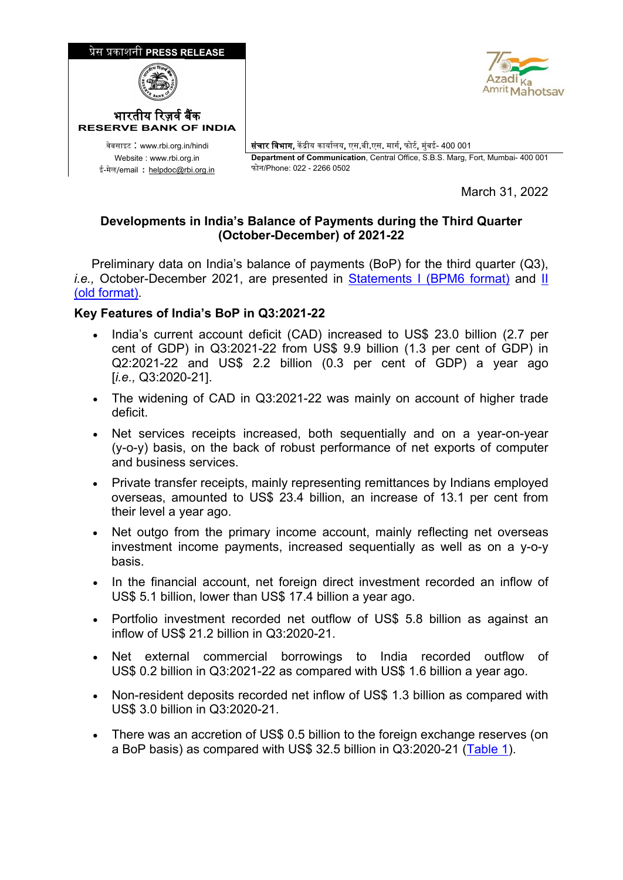प्रेस प्रकाशनी PRESS RELEASE

भारतीय रिज़र्व बैंक
RESERVE BANK OF INDIA

वेबसाइट : www.rbi.org.in/hindi
Website : www.rbi.org.in
ई-मेल/email : helpdoc@rbi.org.in

संचार विभाग, केंद्रीय कार्यालय, एस.बी.एस. मार्ग, फोर्ट, मुंबई- 400 001
**Department of Communication**, Central Office, S.B.S. Marg, Fort, Mumbai- 400 001
फोन/Phone: 022 - 2266 0502

March 31, 2022

## Developments in India's Balance of Payments during the Third Quarter (October-December) of 2021-22

Preliminary data on India's balance of payments (BoP) for the third quarter (Q3), *i.e.,* October-December 2021, are presented in Statements I (BPM6 format) and II (old format).

### Key Features of India's BoP in Q3:2021-22

- India's current account deficit (CAD) increased to US$ 23.0 billion (2.7 per cent of GDP) in Q3:2021-22 from US$ 9.9 billion (1.3 per cent of GDP) in Q2:2021-22 and US$ 2.2 billion (0.3 per cent of GDP) a year ago [*i.e.,* Q3:2020-21].
- The widening of CAD in Q3:2021-22 was mainly on account of higher trade deficit.
- Net services receipts increased, both sequentially and on a year-on-year (y-o-y) basis, on the back of robust performance of net exports of computer and business services.
- Private transfer receipts, mainly representing remittances by Indians employed overseas, amounted to US$ 23.4 billion, an increase of 13.1 per cent from their level a year ago.
- Net outgo from the primary income account, mainly reflecting net overseas investment income payments, increased sequentially as well as on a y-o-y basis.
- In the financial account, net foreign direct investment recorded an inflow of US$ 5.1 billion, lower than US$ 17.4 billion a year ago.
- Portfolio investment recorded net outflow of US$ 5.8 billion as against an inflow of US$ 21.2 billion in Q3:2020-21.
- Net external commercial borrowings to India recorded outflow of US$ 0.2 billion in Q3:2021-22 as compared with US$ 1.6 billion a year ago.
- Non-resident deposits recorded net inflow of US$ 1.3 billion as compared with US$ 3.0 billion in Q3:2020-21.
- There was an accretion of US$ 0.5 billion to the foreign exchange reserves (on a BoP basis) as compared with US$ 32.5 billion in Q3:2020-21 (Table 1).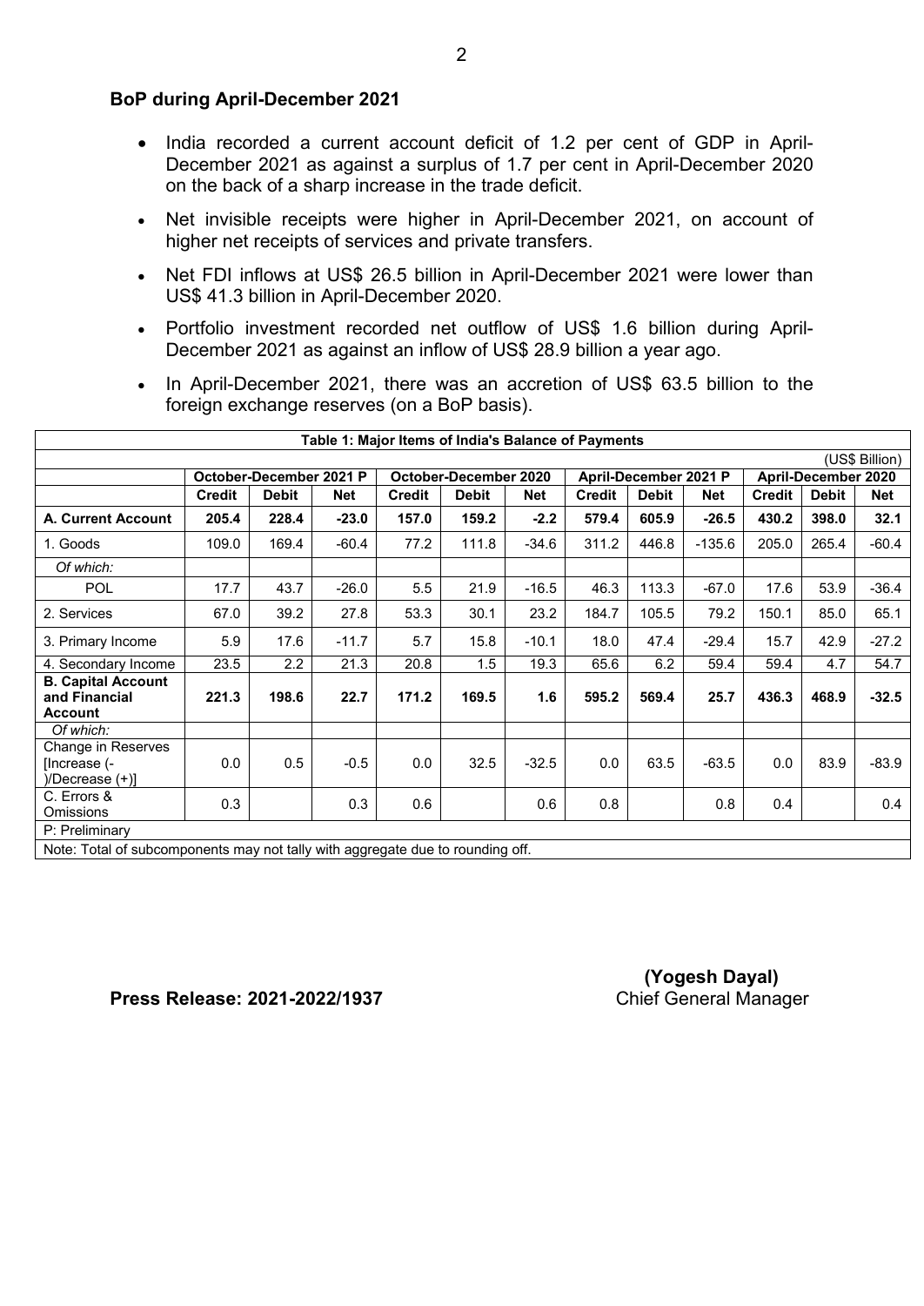**BoP during April-December 2021**

- India recorded a current account deficit of 1.2 per cent of GDP in April-December 2021 as against a surplus of 1.7 per cent in April-December 2020 on the back of a sharp increase in the trade deficit.
- Net invisible receipts were higher in April-December 2021, on account of higher net receipts of services and private transfers.
- Net FDI inflows at US$ 26.5 billion in April-December 2021 were lower than US$ 41.3 billion in April-December 2020.
- Portfolio investment recorded net outflow of US$ 1.6 billion during April-December 2021 as against an inflow of US$ 28.9 billion a year ago.
- In April-December 2021, there was an accretion of US$ 63.5 billion to the foreign exchange reserves (on a BoP basis).

**Table 1: Major Items of India's Balance of Payments**

(US$ Billion)

| | October-December 2021 P | | | October-December 2020 | | | April-December 2021 P | | | April-December 2020 | | |
|---|---|---|---|---|---|---|---|---|---|---|---|---|
| | **Credit** | **Debit** | **Net** | **Credit** | **Debit** | **Net** | **Credit** | **Debit** | **Net** | **Credit** | **Debit** | **Net** |
| **A. Current Account** | **205.4** | **228.4** | **-23.0** | **157.0** | **159.2** | **-2.2** | **579.4** | **605.9** | **-26.5** | **430.2** | **398.0** | **32.1** |
| 1. Goods | 109.0 | 169.4 | -60.4 | 77.2 | 111.8 | -34.6 | 311.2 | 446.8 | -135.6 | 205.0 | 265.4 | -60.4 |
| *Of which:* | | | | | | | | | | | | |
| POL | 17.7 | 43.7 | -26.0 | 5.5 | 21.9 | -16.5 | 46.3 | 113.3 | -67.0 | 17.6 | 53.9 | -36.4 |
| 2. Services | 67.0 | 39.2 | 27.8 | 53.3 | 30.1 | 23.2 | 184.7 | 105.5 | 79.2 | 150.1 | 85.0 | 65.1 |
| 3. Primary Income | 5.9 | 17.6 | -11.7 | 5.7 | 15.8 | -10.1 | 18.0 | 47.4 | -29.4 | 15.7 | 42.9 | -27.2 |
| 4. Secondary Income | 23.5 | 2.2 | 21.3 | 20.8 | 1.5 | 19.3 | 65.6 | 6.2 | 59.4 | 59.4 | 4.7 | 54.7 |
| **B. Capital Account and Financial Account** | **221.3** | **198.6** | **22.7** | **171.2** | **169.5** | **1.6** | **595.2** | **569.4** | **25.7** | **436.3** | **468.9** | **-32.5** |
| *Of which:* | | | | | | | | | | | | |
| Change in Reserves [Increase (-)/Decrease (+)] | 0.0 | 0.5 | -0.5 | 0.0 | 32.5 | -32.5 | 0.0 | 63.5 | -63.5 | 0.0 | 83.9 | -83.9 |
| C. Errors & Omissions | 0.3 | | 0.3 | 0.6 | | 0.6 | 0.8 | | 0.8 | 0.4 | | 0.4 |

P: Preliminary

Note: Total of subcomponents may not tally with aggregate due to rounding off.

**(Yogesh Dayal)**
Chief General Manager

**Press Release: 2021-2022/1937**